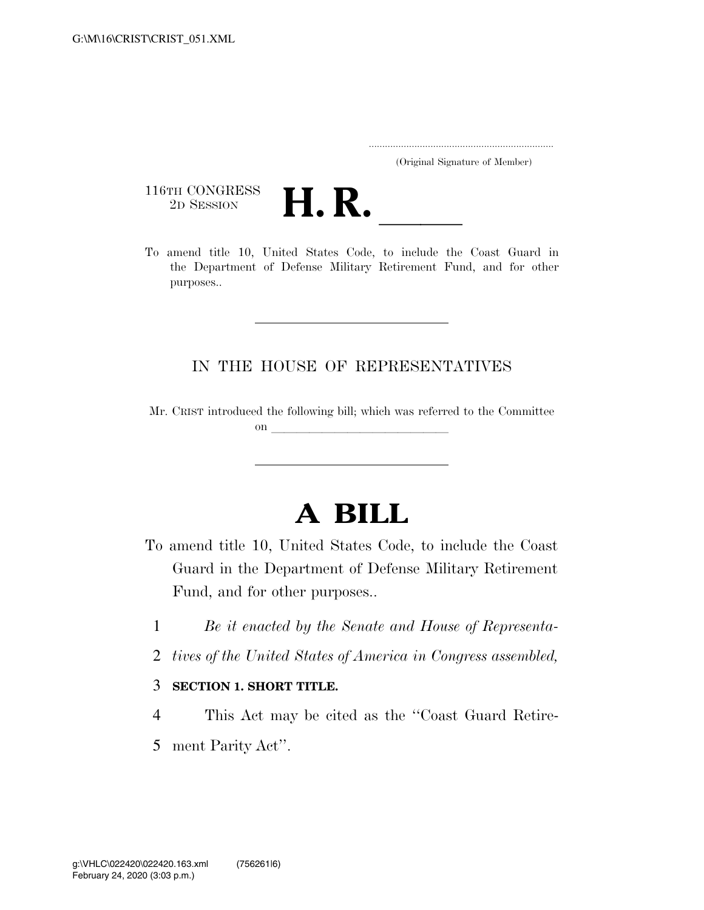G:\M\16\CRIST\CRIST_051.XML

..................................................................

(Original Signature of Member)

116TH CONGRESS
2D SESSION

# H. R. \_\_\_\_\_\_

To amend title 10, United States Code, to include the Coast Guard in the Department of Defense Military Retirement Fund, and for other purposes..

---

IN THE HOUSE OF REPRESENTATIVES

Mr. CRIST introduced the following bill; which was referred to the Committee on \_\_\_\_\_\_\_\_\_\_\_\_\_\_\_\_\_\_\_\_\_\_\_\_\_\_\_\_\_\_

---

# A BILL

To amend title 10, United States Code, to include the Coast Guard in the Department of Defense Military Retirement Fund, and for other purposes..

1 *Be it enacted by the Senate and House of Representa-*
2 *tives of the United States of America in Congress assembled,*

3 **SECTION 1. SHORT TITLE.**

4 This Act may be cited as the ''Coast Guard Retire-
5 ment Parity Act''.

g:\VHLC\022420\022420.163.xml (756261|6)
February 24, 2020 (3:03 p.m.)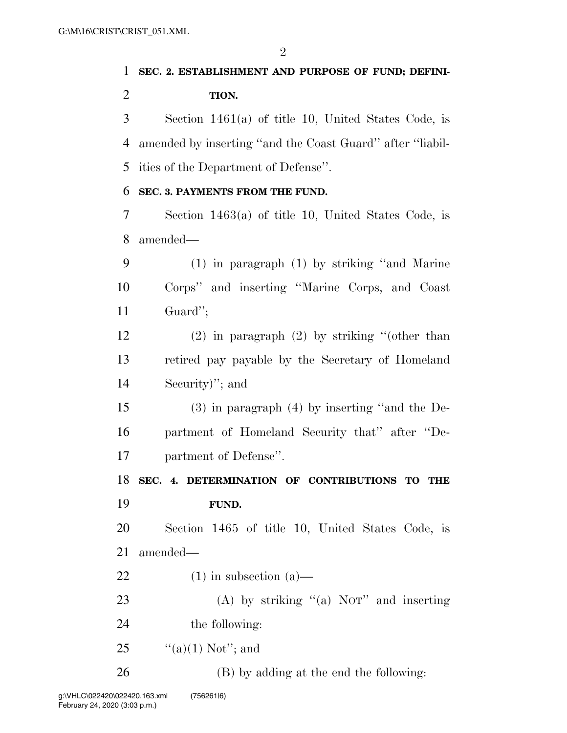**SEC. 2. ESTABLISHMENT AND PURPOSE OF FUND; DEFINITION.**

Section 1461(a) of title 10, United States Code, is amended by inserting ''and the Coast Guard'' after ''liabilities of the Department of Defense''.

**SEC. 3. PAYMENTS FROM THE FUND.**

Section 1463(a) of title 10, United States Code, is amended—

(1) in paragraph (1) by striking ''and Marine Corps'' and inserting ''Marine Corps, and Coast Guard'';

(2) in paragraph (2) by striking ''(other than retired pay payable by the Secretary of Homeland Security)''; and

(3) in paragraph (4) by inserting ''and the Department of Homeland Security that'' after ''Department of Defense''.

**SEC. 4. DETERMINATION OF CONTRIBUTIONS TO THE FUND.**

Section 1465 of title 10, United States Code, is amended—

(1) in subsection (a)—

(A) by striking ''(a) NOT'' and inserting the following:

''(a)(1) Not''; and

(B) by adding at the end the following: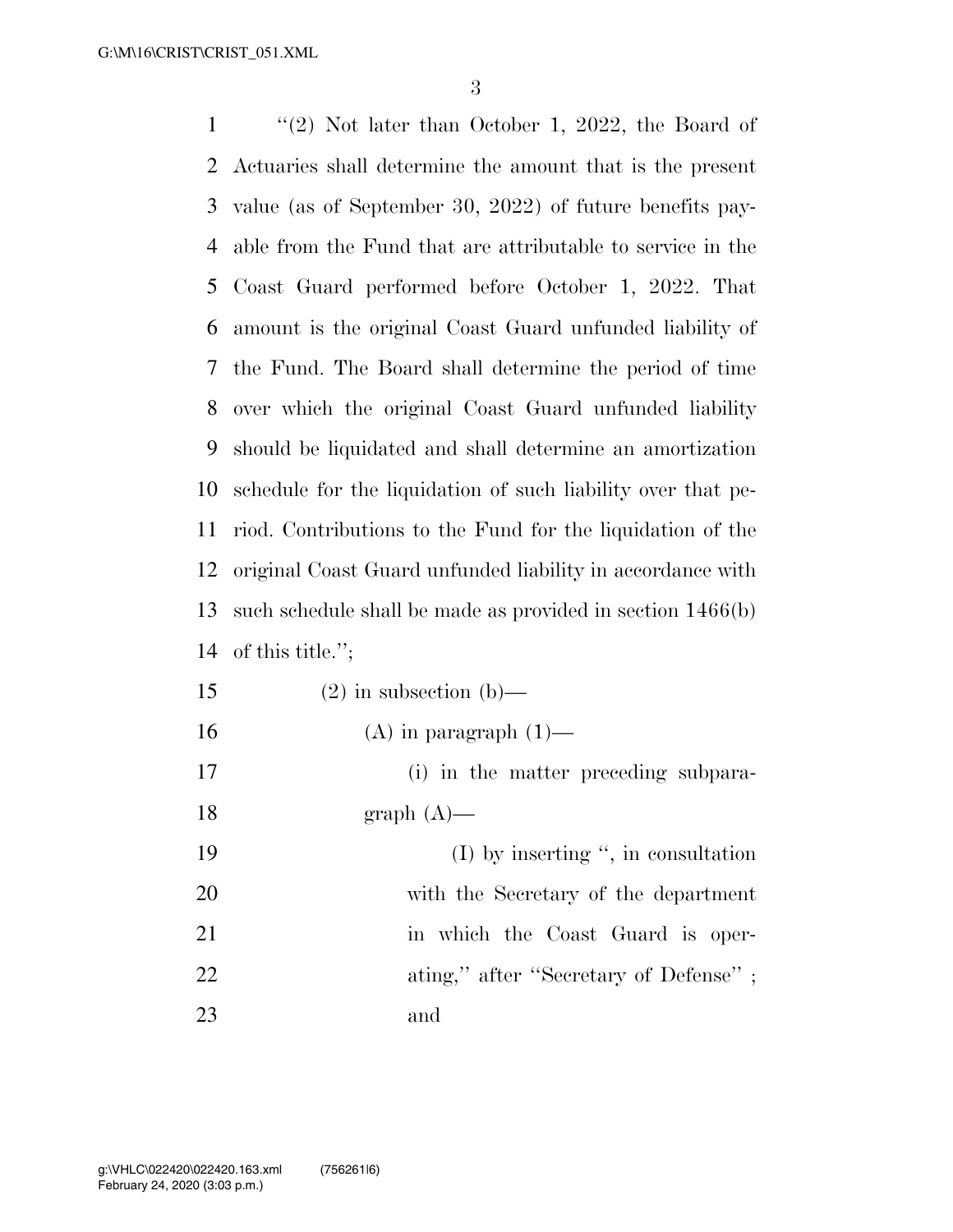"(2) Not later than October 1, 2022, the Board of Actuaries shall determine the amount that is the present value (as of September 30, 2022) of future benefits payable from the Fund that are attributable to service in the Coast Guard performed before October 1, 2022. That amount is the original Coast Guard unfunded liability of the Fund. The Board shall determine the period of time over which the original Coast Guard unfunded liability should be liquidated and shall determine an amortization schedule for the liquidation of such liability over that period. Contributions to the Fund for the liquidation of the original Coast Guard unfunded liability in accordance with such schedule shall be made as provided in section 1466(b) of this title.";

(2) in subsection (b)—

(A) in paragraph (1)—

(i) in the matter preceding subparagraph (A)—

(I) by inserting ", in consultation with the Secretary of the department in which the Coast Guard is operating," after "Secretary of Defense" ; and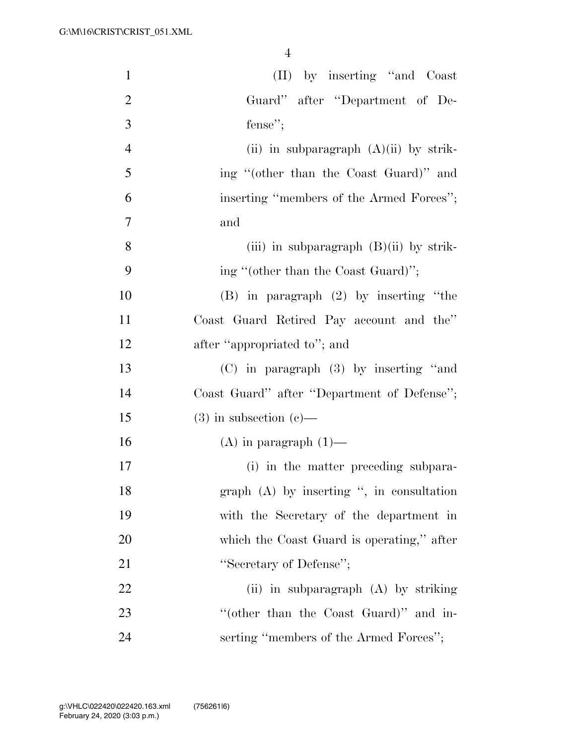(II) by inserting ''and Coast Guard'' after ''Department of Defense'';

(ii) in subparagraph (A)(ii) by striking ''(other than the Coast Guard)'' and inserting ''members of the Armed Forces''; and

(iii) in subparagraph (B)(ii) by striking ''(other than the Coast Guard)'';

(B) in paragraph (2) by inserting ''the Coast Guard Retired Pay account and the'' after ''appropriated to''; and

(C) in paragraph (3) by inserting ''and Coast Guard'' after ''Department of Defense'';

(3) in subsection (c)—

(A) in paragraph (1)—

(i) in the matter preceding subparagraph (A) by inserting '', in consultation with the Secretary of the department in which the Coast Guard is operating,'' after ''Secretary of Defense'';

(ii) in subparagraph (A) by striking ''(other than the Coast Guard)'' and inserting ''members of the Armed Forces'';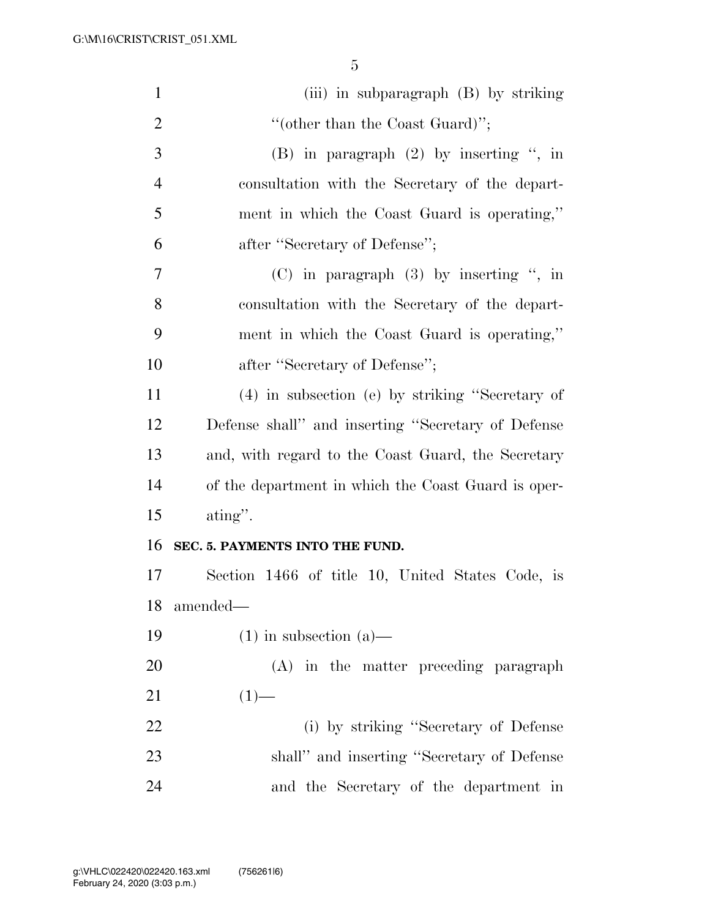(iii) in subparagraph (B) by striking "(other than the Coast Guard)";

(B) in paragraph (2) by inserting ", in consultation with the Secretary of the department in which the Coast Guard is operating," after "Secretary of Defense";

(C) in paragraph (3) by inserting ", in consultation with the Secretary of the department in which the Coast Guard is operating," after "Secretary of Defense";

(4) in subsection (e) by striking "Secretary of Defense shall" and inserting "Secretary of Defense and, with regard to the Coast Guard, the Secretary of the department in which the Coast Guard is operating".

**SEC. 5. PAYMENTS INTO THE FUND.**

Section 1466 of title 10, United States Code, is amended—

(1) in subsection (a)—

(A) in the matter preceding paragraph (1)—

(i) by striking "Secretary of Defense shall" and inserting "Secretary of Defense and the Secretary of the department in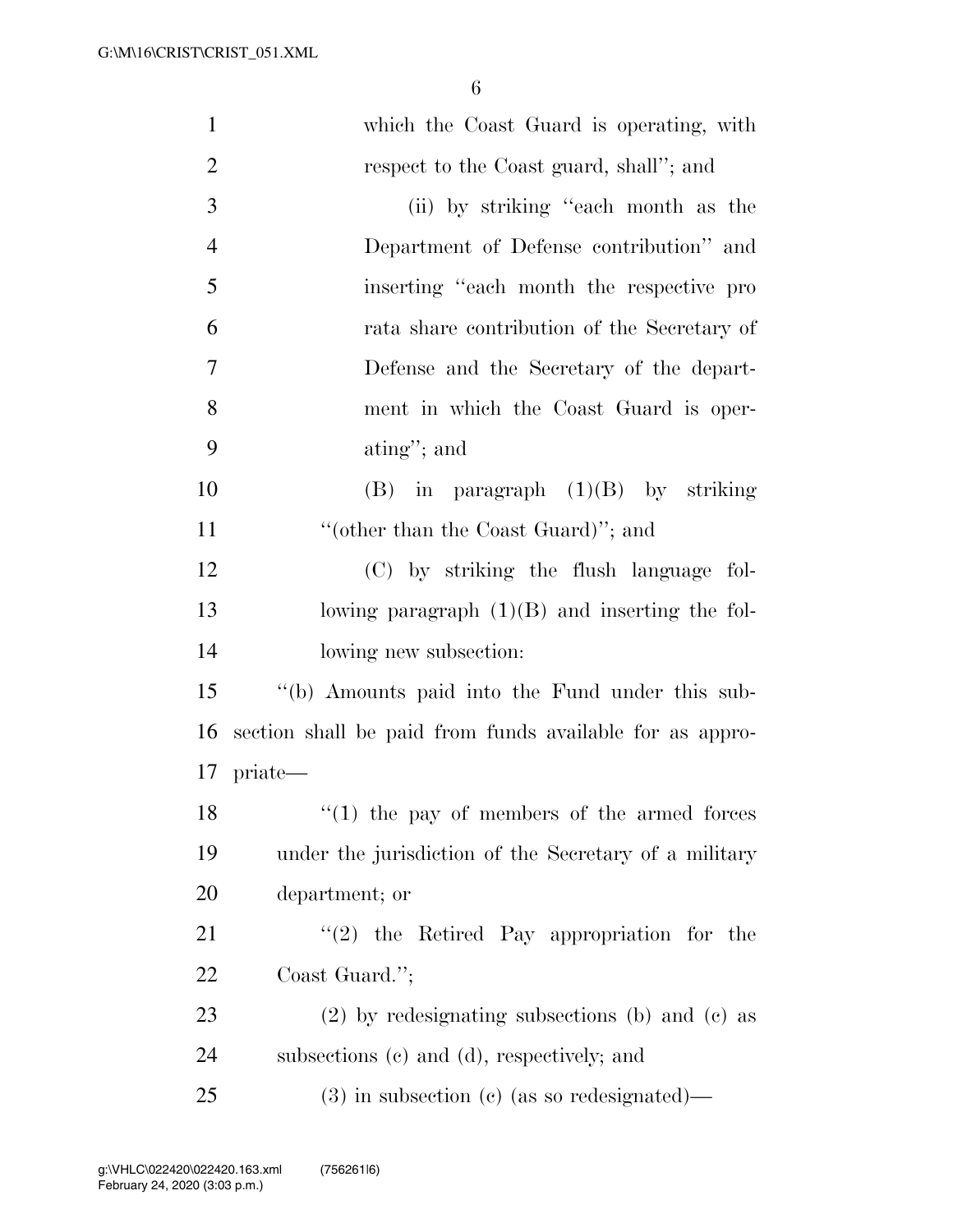which the Coast Guard is operating, with respect to the Coast guard, shall''; and

(ii) by striking ''each month as the Department of Defense contribution'' and inserting ''each month the respective pro rata share contribution of the Secretary of Defense and the Secretary of the department in which the Coast Guard is operating''; and

(B) in paragraph (1)(B) by striking ''(other than the Coast Guard)''; and

(C) by striking the flush language following paragraph (1)(B) and inserting the following new subsection:

''(b) Amounts paid into the Fund under this subsection shall be paid from funds available for as appropriate—

''(1) the pay of members of the armed forces under the jurisdiction of the Secretary of a military department; or

''(2) the Retired Pay appropriation for the Coast Guard.'';

(2) by redesignating subsections (b) and (c) as subsections (c) and (d), respectively; and

(3) in subsection (c) (as so redesignated)—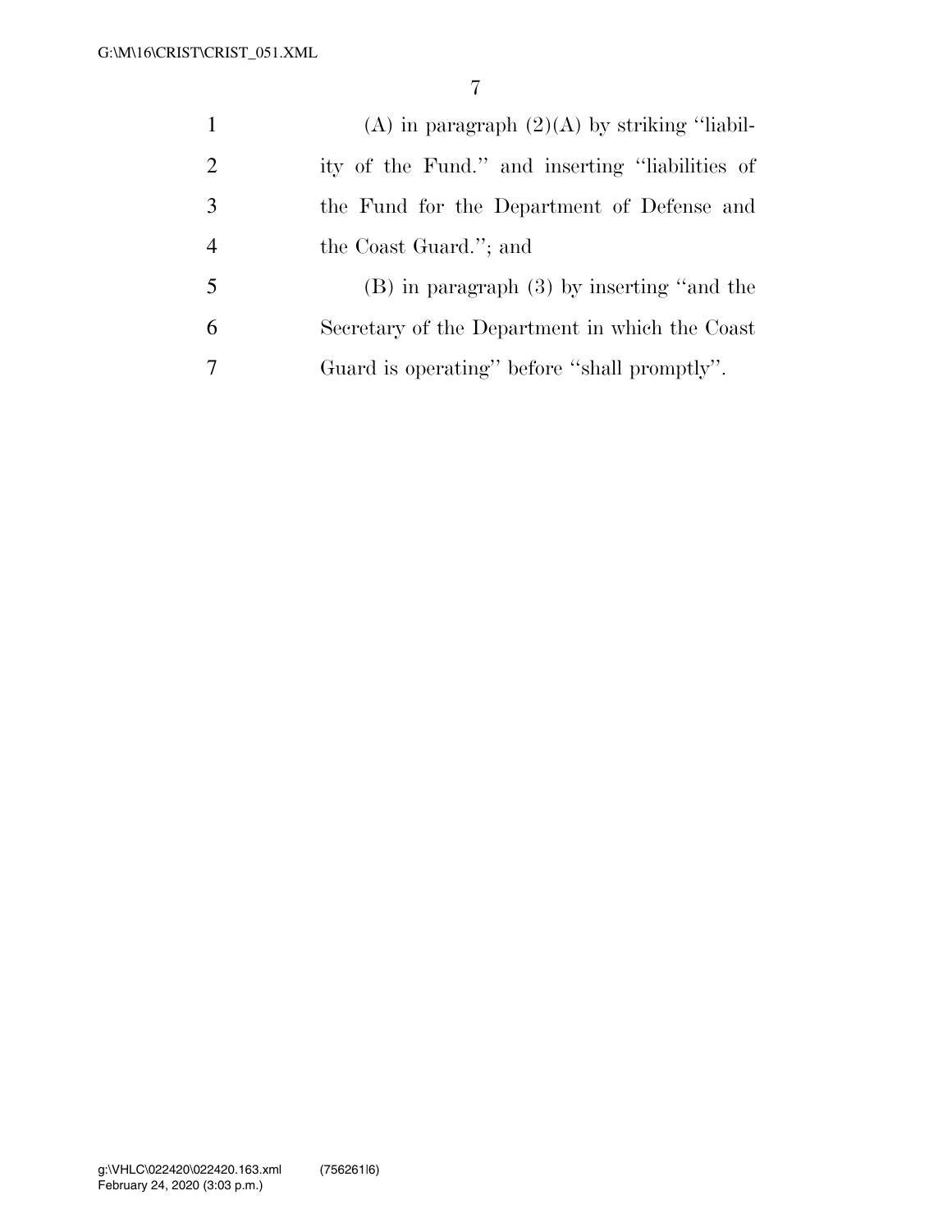(A) in paragraph (2)(A) by striking "liability of the Fund." and inserting "liabilities of the Fund for the Department of Defense and the Coast Guard."; and

(B) in paragraph (3) by inserting "and the Secretary of the Department in which the Coast Guard is operating" before "shall promptly".